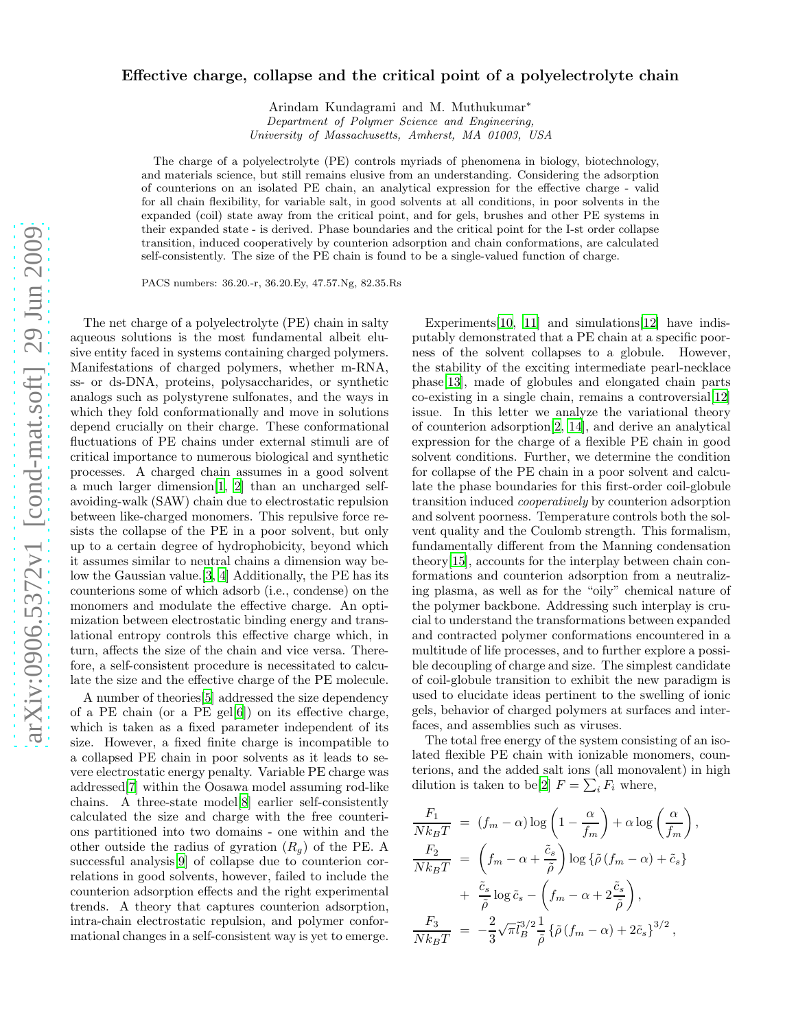# Effective charge, collapse and the critical point of a polyelectrolyte chain

Arindam Kundagrami and M. Muthukumar*

*Department of Polymer Science and Engineering, University of Massachusetts, Amherst, MA 01003, USA*

The charge of a polyelectrolyte (PE) controls myriads of phenomena in biology, biotechnology, and materials science, but still remains elusive from an understanding. Considering the adsorption of counterions on an isolated PE chain, an analytical expression for the effective charge - valid for all chain flexibility, for variable salt, in good solvents at all conditions, in poor solvents in the expanded (coil) state away from the critical point, and for gels, brushes and other PE systems in their expanded state - is derived. Phase boundaries and the critical point for the I-st order collapse transition, induced cooperatively by counterion adsorption and chain conformations, are calculated self-consistently. The size of the PE chain is found to be a single-valued function of charge.

PACS numbers: 36.20.-r, 36.20.Ey, 47.57.Ng, 82.35.Rs

The net charge of a polyelectrolyte (PE) chain in salty aqueous solutions is the most fundamental albeit elusive entity faced in systems containing charged polymers. Manifestations of charged polymers, whether m-RNA, ss- or ds-DNA, proteins, polysaccharides, or synthetic analogs such as polystyrene sulfonates, and the ways in which they fold conformationally and move in solutions depend crucially on their charge. These conformational fluctuations of PE chains under external stimuli are of critical importance to numerous biological and synthetic processes. A charged chain assumes in a good solvent a much larger dimension[1, 2] than an uncharged self-avoiding-walk (SAW) chain due to electrostatic repulsion between like-charged monomers. This repulsive force resists the collapse of the PE in a poor solvent, but only up to a certain degree of hydrophobicity, beyond which it assumes similar to neutral chains a dimension way below the Gaussian value.[3, 4] Additionally, the PE has its counterions some of which adsorb (i.e., condense) on the monomers and modulate the effective charge. An optimization between electrostatic binding energy and translational entropy controls this effective charge which, in turn, affects the size of the chain and vice versa. Therefore, a self-consistent procedure is necessitated to calculate the size and the effective charge of the PE molecule.

A number of theories[5] addressed the size dependency of a PE chain (or a PE gel[6]) on its effective charge, which is taken as a fixed parameter independent of its size. However, a fixed finite charge is incompatible to a collapsed PE chain in poor solvents as it leads to severe electrostatic energy penalty. Variable PE charge was addressed[7] within the Oosawa model assuming rod-like chains. A three-state model[8] earlier self-consistently calculated the size and charge with the free counterions partitioned into two domains - one within and the other outside the radius of gyration ($R_g$) of the PE. A successful analysis[9] of collapse due to counterion correlations in good solvents, however, failed to include the counterion adsorption effects and the right experimental trends. A theory that captures counterion adsorption, intra-chain electrostatic repulsion, and polymer conformational changes in a self-consistent way is yet to emerge.

Experiments[10, 11] and simulations[12] have indisputably demonstrated that a PE chain at a specific poorness of the solvent collapses to a globule. However, the stability of the exciting intermediate pearl-necklace phase[13], made of globules and elongated chain parts co-existing in a single chain, remains a controversial[12] issue. In this letter we analyze the variational theory of counterion adsorption[2, 14], and derive an analytical expression for the charge of a flexible PE chain in good solvent conditions. Further, we determine the condition for collapse of the PE chain in a poor solvent and calculate the phase boundaries for this first-order coil-globule transition induced *cooperatively* by counterion adsorption and solvent poorness. Temperature controls both the solvent quality and the Coulomb strength. This formalism, fundamentally different from the Manning condensation theory[15], accounts for the interplay between chain conformations and counterion adsorption from a neutralizing plasma, as well as for the "oily" chemical nature of the polymer backbone. Addressing such interplay is crucial to understand the transformations between expanded and contracted polymer conformations encountered in a multitude of life processes, and to further explore a possible decoupling of charge and size. The simplest candidate of coil-globule transition to exhibit the new paradigm is used to elucidate ideas pertinent to the swelling of ionic gels, behavior of charged polymers at surfaces and interfaces, and assemblies such as viruses.

The total free energy of the system consisting of an isolated flexible PE chain with ionizable monomers, counterions, and the added salt ions (all monovalent) in high dilution is taken to be[2] $F = \sum_i F_i$ where,

$$\frac{F_1}{Nk_BT} = (f_m - \alpha)\log\left(1 - \frac{\alpha}{f_m}\right) + \alpha \log\left(\frac{\alpha}{f_m}\right),$$

$$\frac{F_2}{Nk_BT} = \left(f_m - \alpha + \frac{\tilde{c}_s}{\tilde{\rho}}\right)\log\left\{\tilde{\rho}\,(f_m - \alpha) + \tilde{c}_s\right\} + \frac{\tilde{c}_s}{\tilde{\rho}}\log\tilde{c}_s - \left(f_m - \alpha + 2\frac{\tilde{c}_s}{\tilde{\rho}}\right),$$

$$\frac{F_3}{Nk_BT} = -\frac{2}{3}\sqrt{\pi}\,\tilde{l}_B^{3/2}\frac{1}{\tilde{\rho}}\left\{\tilde{\rho}\,(f_m - \alpha) + 2\tilde{c}_s\right\}^{3/2},$$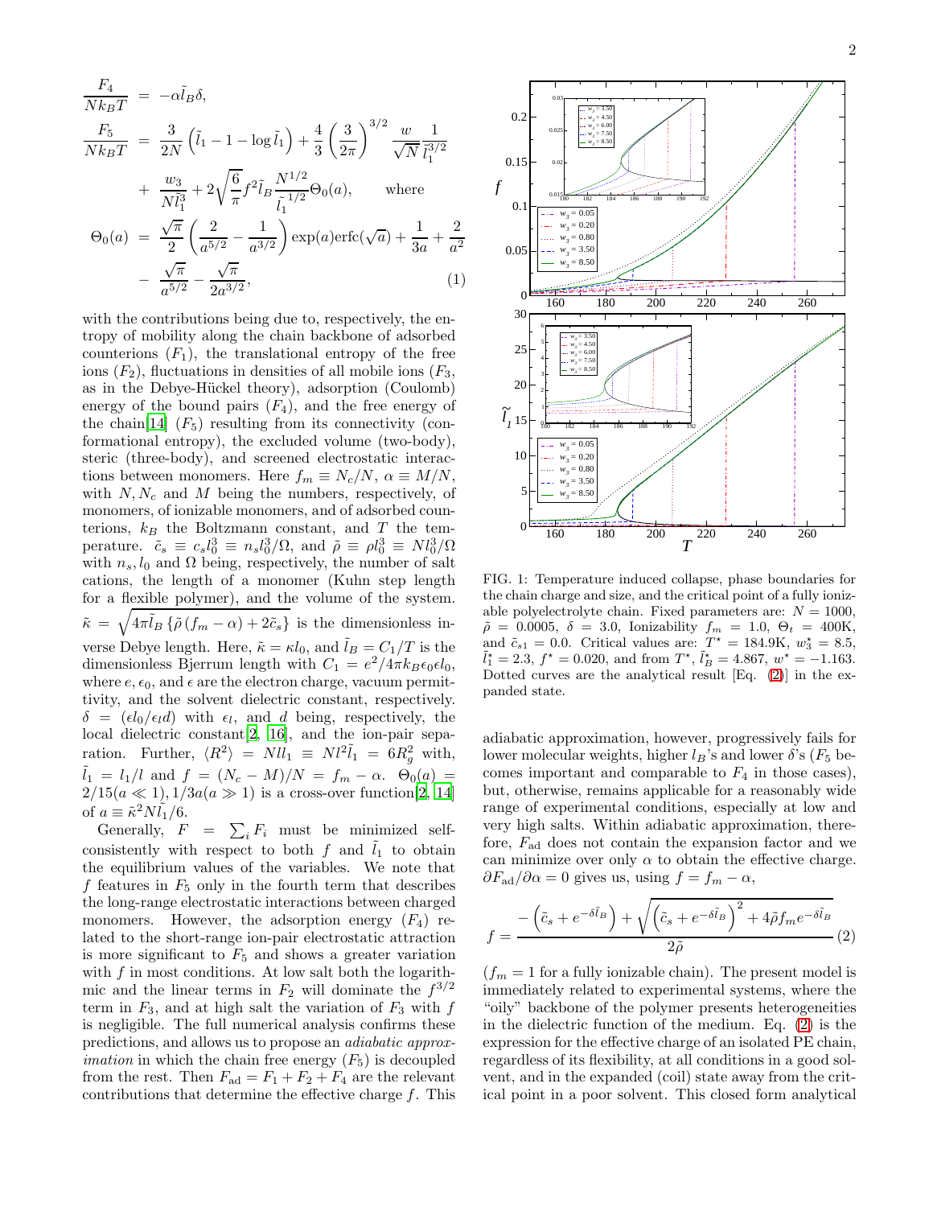$$
\begin{aligned}
\frac{F_4}{Nk_BT} &= -\alpha \tilde{l}_B \delta, \\
\frac{F_5}{Nk_BT} &= \frac{3}{2N}\left(\tilde{l}_1 - 1 - \log \tilde{l}_1\right) + \frac{4}{3}\left(\frac{3}{2\pi}\right)^{3/2} \frac{w}{\sqrt{N}} \frac{1}{\tilde{l}_1^{3/2}} \\
&+ \frac{w_3}{N\tilde{l}_1^3} + 2\sqrt{\frac{6}{\pi}} f^2 \tilde{l}_B \frac{N^{1/2}}{\tilde{l}_1^{1/2}} \Theta_0(a), \qquad \text{where} \\
\Theta_0(a) &= \frac{\sqrt{\pi}}{2}\left(\frac{2}{a^{5/2}} - \frac{1}{a^{3/2}}\right)\exp(a)\mathrm{erfc}(\sqrt{a}) + \frac{1}{3a} + \frac{2}{a^2} \\
&- \frac{\sqrt{\pi}}{a^{5/2}} - \frac{\sqrt{\pi}}{2a^{3/2}}, \qquad (1)
\end{aligned}
$$

with the contributions being due to, respectively, the entropy of mobility along the chain backbone of adsorbed counterions ($F_1$), the translational entropy of the free ions ($F_2$), fluctuations in densities of all mobile ions ($F_3$, as in the Debye-Hückel theory), adsorption (Coulomb) energy of the bound pairs ($F_4$), and the free energy of the chain[14] ($F_5$) resulting from its connectivity (conformational entropy), the excluded volume (two-body), steric (three-body), and screened electrostatic interactions between monomers. Here $f_m \equiv N_c/N$, $\alpha \equiv M/N$, with $N, N_c$ and $M$ being the numbers, respectively, of monomers, of ionizable monomers, and of adsorbed counterions, $k_B$ the Boltzmann constant, and $T$ the temperature. $\tilde{c}_s \equiv c_s l_0^3 \equiv n_s l_0^3/\Omega$, and $\tilde{\rho} \equiv \rho l_0^3 \equiv N l_0^3/\Omega$ with $n_s, l_0$ and $\Omega$ being, respectively, the number of salt cations, the length of a monomer (Kuhn step length for a flexible polymer), and the volume of the system. $\tilde{\kappa} = \sqrt{4\pi \tilde{l}_B \left\{\tilde{\rho}\left(f_m - \alpha\right) + 2\tilde{c}_s\right\}}$ is the dimensionless inverse Debye length. Here, $\tilde{\kappa} = \kappa l_0$, and $\tilde{l}_B = C_1/T$ is the dimensionless Bjerrum length with $C_1 = e^2/4\pi k_B \epsilon_0 \epsilon l_0$, where $e, \epsilon_0$, and $\epsilon$ are the electron charge, vacuum permittivity, and the solvent dielectric constant, respectively. $\delta = (\epsilon l_0/\epsilon_l d)$ with $\epsilon_l$, and $d$ being, respectively, the local dielectric constant[2, 16], and the ion-pair separation. Further, $\langle R^2 \rangle = N l l_1 \equiv N l^2 \tilde{l}_1 = 6R_g^2$ with, $\tilde{l}_1 = l_1/l$ and $f = (N_c - M)/N = f_m - \alpha$. $\Theta_0(a) = 2/15(a \ll 1), 1/3a(a \gg 1)$ is a cross-over function[2, 14] of $a \equiv \tilde{\kappa}^2 N \tilde{l}_1/6$.

Generally, $F = \sum_i F_i$ must be minimized self-consistently with respect to both $f$ and $\tilde{l}_1$ to obtain the equilibrium values of the variables. We note that $f$ features in $F_5$ only in the fourth term that describes the long-range electrostatic interactions between charged monomers. However, the adsorption energy ($F_4$) related to the short-range ion-pair electrostatic attraction is more significant to $F_5$ and shows a greater variation with $f$ in most conditions. At low salt both the logarithmic and the linear terms in $F_2$ will dominate the $f^{3/2}$ term in $F_3$, and at high salt the variation of $F_3$ with $f$ is negligible. The full numerical analysis confirms these predictions, and allows us to propose an *adiabatic approximation* in which the chain free energy ($F_5$) is decoupled from the rest. Then $F_{\rm ad} = F_1 + F_2 + F_4$ are the relevant contributions that determine the effective charge $f$. This adiabatic approximation, however, progressively fails for lower molecular weights, higher $l_B$'s and lower $\delta$'s ($F_5$ becomes important and comparable to $F_4$ in those cases), but, otherwise, remains applicable for a reasonably wide range of experimental conditions, especially at low and very high salts. Within adiabatic approximation, therefore, $F_{\rm ad}$ does not contain the expansion factor and we can minimize over only $\alpha$ to obtain the effective charge. $\partial F_{\rm ad}/\partial \alpha = 0$ gives us, using $f = f_m - \alpha$,

$$
f = \frac{-\left(\tilde{c}_s + e^{-\delta \tilde{l}_B}\right) + \sqrt{\left(\tilde{c}_s + e^{-\delta \tilde{l}_B}\right)^2 + 4\tilde{\rho} f_m e^{-\delta \tilde{l}_B}}}{2\tilde{\rho}} \qquad (2)
$$

($f_m = 1$ for a fully ionizable chain). The present model is immediately related to experimental systems, where the "oily" backbone of the polymer presents heterogeneities in the dielectric function of the medium. Eq. (2) is the expression for the effective charge of an isolated PE chain, regardless of its flexibility, at all conditions in a good solvent, and in the expanded (coil) state away from the critical point in a poor solvent. This closed form analytical

FIG. 1: Temperature induced collapse, phase boundaries for the chain charge and size, and the critical point of a fully ionizable polyelectrolyte chain. Fixed parameters are: $N = 1000$, $\tilde{\rho} = 0.0005$, $\delta = 3.0$, Ionizability $f_m = 1.0$, $\Theta_t = 400$K, and $\tilde{c}_{s1} = 0.0$. Critical values are: $T^\star = 184.9$K, $w_3^\star = 8.5$, $\tilde{l}_1^\star = 2.3$, $f^\star = 0.020$, and from $T^\star$, $\tilde{l}_B^\star = 4.867$, $w^\star = -1.163$. Dotted curves are the analytical result [Eq. (2)] in the expanded state.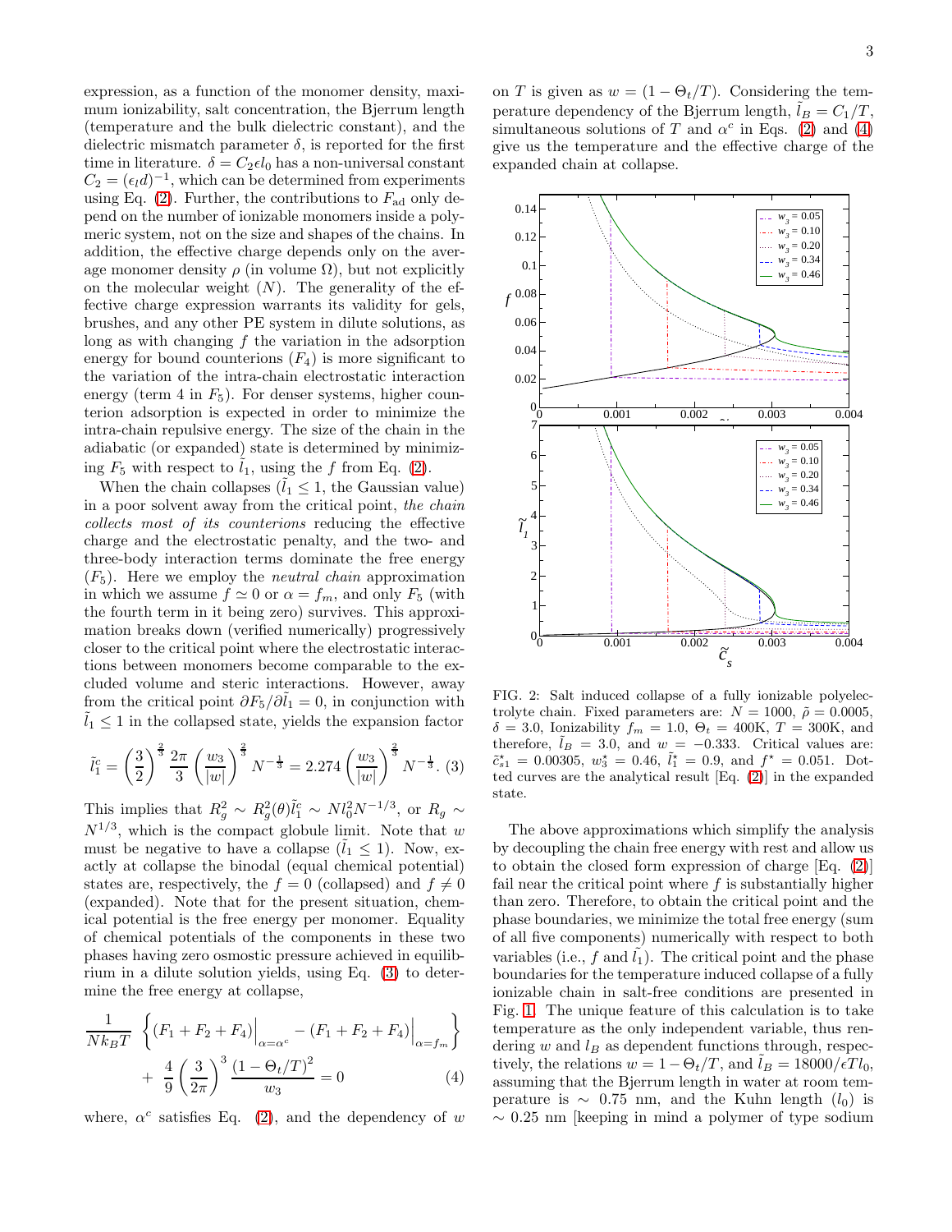expression, as a function of the monomer density, maximum ionizability, salt concentration, the Bjerrum length (temperature and the bulk dielectric constant), and the dielectric mismatch parameter $\delta$, is reported for the first time in literature. $\delta = C_2 \epsilon l_0$ has a non-universal constant $C_2 = (\epsilon_l d)^{-1}$, which can be determined from experiments using Eq. (2). Further, the contributions to $F_{\rm ad}$ only depend on the number of ionizable monomers inside a polymeric system, not on the size and shapes of the chains. In addition, the effective charge depends only on the average monomer density $\rho$ (in volume $\Omega$), but not explicitly on the molecular weight ($N$). The generality of the effective charge expression warrants its validity for gels, brushes, and any other PE system in dilute solutions, as long as with changing $f$ the variation in the adsorption energy for bound counterions ($F_4$) is more significant to the variation of the intra-chain electrostatic interaction energy (term 4 in $F_5$). For denser systems, higher counterion adsorption is expected in order to minimize the intra-chain repulsive energy. The size of the chain in the adiabatic (or expanded) state is determined by minimizing $F_5$ with respect to $\tilde{l}_1$, using the $f$ from Eq. (2).

When the chain collapses ($\tilde{l}_1 \leq 1$, the Gaussian value) in a poor solvent away from the critical point, *the chain collects most of its counterions* reducing the effective charge and the electrostatic penalty, and the two- and three-body interaction terms dominate the free energy ($F_5$). Here we employ the *neutral chain* approximation in which we assume $f \simeq 0$ or $\alpha = f_m$, and only $F_5$ (with the fourth term in it being zero) survives. This approximation breaks down (verified numerically) progressively closer to the critical point where the electrostatic interactions between monomers become comparable to the excluded volume and steric interactions. However, away from the critical point $\partial F_5/\partial \tilde{l}_1 = 0$, in conjunction with $\tilde{l}_1 \leq 1$ in the collapsed state, yields the expansion factor

$$\tilde{l}_1^c = \left(\frac{3}{2}\right)^{\frac{2}{3}} \frac{2\pi}{3} \left(\frac{w_3}{|w|}\right)^{\frac{2}{3}} N^{-\frac{1}{3}} = 2.274 \left(\frac{w_3}{|w|}\right)^{\frac{2}{3}} N^{-\frac{1}{3}}. \quad (3)$$

This implies that $R_g^2 \sim R_g^2(\theta)\tilde{l}_1^c \sim N l_0^2 N^{-1/3}$, or $R_g \sim N^{1/3}$, which is the compact globule limit. Note that $w$ must be negative to have a collapse ($\tilde{l}_1 \leq 1$). Now, exactly at collapse the binodal (equal chemical potential) states are, respectively, the $f = 0$ (collapsed) and $f \neq 0$ (expanded). Note that for the present situation, chemical potential is the free energy per monomer. Equality of chemical potentials of the components in these two phases having zero osmostic pressure achieved in equilibrium in a dilute solution yields, using Eq. (3) to determine the free energy at collapse,

$$\frac{1}{N k_B T} \left\{ (F_1 + F_2 + F_4)\Big|_{\alpha=\alpha^c} - (F_1 + F_2 + F_4)\Big|_{\alpha=f_m} \right\} + \frac{4}{9}\left(\frac{3}{2\pi}\right)^3 \frac{(1-\Theta_t/T)^2}{w_3} = 0 \quad (4)$$

where, $\alpha^c$ satisfies Eq. (2), and the dependency of $w$ on $T$ is given as $w = (1 - \Theta_t/T)$. Considering the temperature dependency of the Bjerrum length, $\tilde{l}_B = C_1/T$, simultaneous solutions of $T$ and $\alpha^c$ in Eqs. (2) and (4) give us the temperature and the effective charge of the expanded chain at collapse.

FIG. 2: Salt induced collapse of a fully ionizable polyelectrolyte chain. Fixed parameters are: $N = 1000$, $\tilde{\rho} = 0.0005$, $\delta = 3.0$, Ionizability $f_m = 1.0$, $\Theta_t = 400$K, $T = 300$K, and therefore, $\tilde{l}_B = 3.0$, and $w = -0.333$. Critical values are: $\tilde{c}_{s1}^\star = 0.00305$, $w_3^\star = 0.46$, $\tilde{l}_1^\star = 0.9$, and $f^\star = 0.051$. Dotted curves are the analytical result [Eq. (2)] in the expanded state.

The above approximations which simplify the analysis by decoupling the chain free energy with rest and allow us to obtain the closed form expression of charge [Eq. (2)] fail near the critical point where $f$ is substantially higher than zero. Therefore, to obtain the critical point and the phase boundaries, we minimize the total free energy (sum of all five components) numerically with respect to both variables (i.e., $f$ and $\tilde{l}_1$). The critical point and the phase boundaries for the temperature induced collapse of a fully ionizable chain in salt-free conditions are presented in Fig. 1. The unique feature of this calculation is to take temperature as the only independent variable, thus rendering $w$ and $l_B$ as dependent functions through, respectively, the relations $w = 1 - \Theta_t/T$, and $\tilde{l}_B = 18000/\epsilon T l_0$, assuming that the Bjerrum length in water at room temperature is $\sim$ 0.75 nm, and the Kuhn length ($l_0$) is $\sim$ 0.25 nm [keeping in mind a polymer of type sodium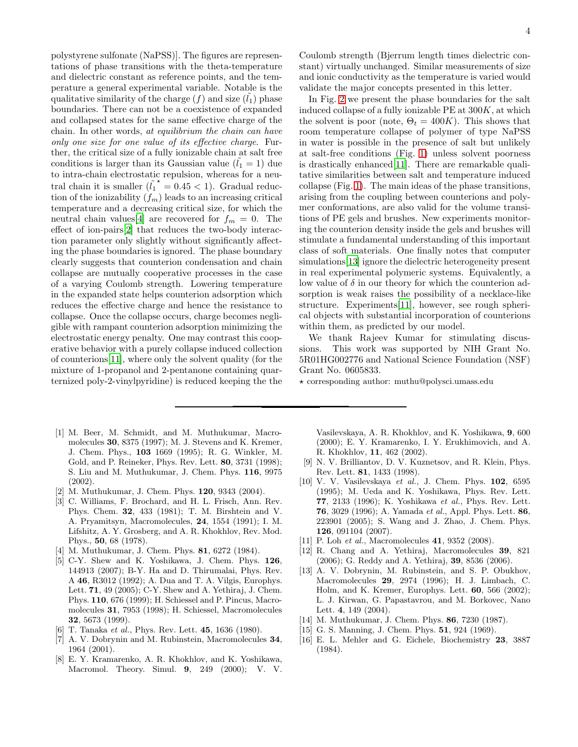polystyrene sulfonate (NaPSS)]. The figures are representations of phase transitions with the theta-temperature and dielectric constant as reference points, and the temperature a general experimental variable. Notable is the qualitative similarity of the charge ($f$) and size ($\tilde{l_1}$) phase boundaries. There can not be a coexistence of expanded and collapsed states for the same effective charge of the chain. In other words, *at equilibrium the chain can have only one size for one value of its effective charge*. Further, the critical size of a fully ionizable chain at salt free conditions is larger than its Gaussian value ($\tilde{l_1} = 1$) due to intra-chain electrostatic repulsion, whereas for a neutral chain it is smaller ($\tilde{l_1}^\star = 0.45 < 1$). Gradual reduction of the ionizability ($f_m$) leads to an increasing critical temperature and a decreasing critical size, for which the neutral chain values[4] are recovered for $f_m = 0$. The effect of ion-pairs[2] that reduces the two-body interaction parameter only slightly without significantly affecting the phase boundaries is ignored. The phase boundary clearly suggests that counterion condensation and chain collapse are mutually cooperative processes in the case of a varying Coulomb strength. Lowering temperature in the expanded state helps counterion adsorption which reduces the effective charge and hence the resistance to collapse. Once the collapse occurs, charge becomes negligible with rampant counterion adsorption minimizing the electrostatic energy penalty. One may contrast this cooperative behavior with a purely collapse induced collection of counterions[11], where only the solvent quality (for the mixture of 1-propanol and 2-pentanone containing quarternized poly-2-vinylpyridine) is reduced keeping the the Coulomb strength (Bjerrum length times dielectric constant) virtually unchanged. Similar measurements of size and ionic conductivity as the temperature is varied would validate the major concepts presented in this letter.

In Fig. 2 we present the phase boundaries for the salt induced collapse of a fully ionizable PE at $300K$, at which the solvent is poor (note, $\Theta_t = 400K$). This shows that room temperature collapse of polymer of type NaPSS in water is possible in the presence of salt but unlikely at salt-free conditions (Fig. 1) unless solvent poorness is drastically enhanced[11]. There are remarkable qualitative similarities between salt and temperature induced collapse (Fig. 1). The main ideas of the phase transitions, arising from the coupling between counterions and polymer conformations, are also valid for the volume transitions of PE gels and brushes. New experiments monitoring the counterion density inside the gels and brushes will stimulate a fundamental understanding of this important class of soft materials. One finally notes that computer simulations[13] ignore the dielectric heterogeneity present in real experimental polymeric systems. Equivalently, a low value of $\delta$ in our theory for which the counterion adsorption is weak raises the possibility of a necklace-like structure. Experiments[11], however, see rough spherical objects with substantial incorporation of counterions within them, as predicted by our model.

We thank Rajeev Kumar for stimulating discussions. This work was supported by NIH Grant No. 5R01HG002776 and National Science Foundation (NSF) Grant No. 0605833.

$\star$ corresponding author: muthu@polysci.umass.edu

---

[1] M. Beer, M. Schmidt, and M. Muthukumar, Macromolecules **30**, 8375 (1997); M. J. Stevens and K. Kremer, J. Chem. Phys., **103** 1669 (1995); R. G. Winkler, M. Gold, and P. Reineker, Phys. Rev. Lett. **80**, 3731 (1998); S. Liu and M. Muthukumar, J. Chem. Phys. **116**, 9975 (2002).

[2] M. Muthukumar, J. Chem. Phys. **120**, 9343 (2004).

[3] C. Williams, F. Brochard, and H. L. Frisch, Ann. Rev. Phys. Chem. **32**, 433 (1981); T. M. Birshtein and V. A. Pryamitsyn, Macromolecules, **24**, 1554 (1991); I. M. Lifshitz, A. Y. Grosberg, and A. R. Khokhlov, Rev. Mod. Phys., **50**, 68 (1978).

[4] M. Muthukumar, J. Chem. Phys. **81**, 6272 (1984).

[5] C-Y. Shew and K. Yoshikawa, J. Chem. Phys. **126**, 144913 (2007); B-Y. Ha and D. Thirumalai, Phys. Rev. A **46**, R3012 (1992); A. Dua and T. A. Vilgis, Europhys. Lett. **71**, 49 (2005); C-Y. Shew and A. Yethiraj, J. Chem. Phys. **110**, 676 (1999); H. Schiessel and P. Pincus, Macromolecules **31**, 7953 (1998); H. Schiessel, Macromolecules **32**, 5673 (1999).

[6] T. Tanaka *et al.*, Phys. Rev. Lett. **45**, 1636 (1980).

[7] A. V. Dobrynin and M. Rubinstein, Macromolecules **34**, 1964 (2001).

[8] E. Y. Kramarenko, A. R. Khokhlov, and K. Yoshikawa, Macromol. Theory. Simul. **9**, 249 (2000); V. V. Vasilevskaya, A. R. Khokhlov, and K. Yoshikawa, **9**, 600 (2000); E. Y. Kramarenko, I. Y. Erukhimovich, and A. R. Khokhlov, **11**, 462 (2002).

[9] N. V. Brilliantov, D. V. Kuznetsov, and R. Klein, Phys. Rev. Lett. **81**, 1433 (1998).

[10] V. V. Vasilevskaya *et al.*, J. Chem. Phys. **102**, 6595 (1995); M. Ueda and K. Yoshikawa, Phys. Rev. Lett. **77**, 2133 (1996); K. Yoshikawa *et al.*, Phys. Rev. Lett. **76**, 3029 (1996); A. Yamada *et al.*, Appl. Phys. Lett. **86**, 223901 (2005); S. Wang and J. Zhao, J. Chem. Phys. **126**, 091104 (2007).

[11] P. Loh *et al.*, Macromolecules **41**, 9352 (2008).

[12] R. Chang and A. Yethiraj, Macromolecules **39**, 821 (2006); G. Reddy and A. Yethiraj, **39**, 8536 (2006).

[13] A. V. Dobrynin, M. Rubinstein, and S. P. Obukhov, Macromolecules **29**, 2974 (1996); H. J. Limbach, C. Holm, and K. Kremer, Europhys. Lett. **60**, 566 (2002); L. J. Kirwan, G. Papastavrou, and M. Borkovec, Nano Lett. **4**, 149 (2004).

[14] M. Muthukumar, J. Chem. Phys. **86**, 7230 (1987).

[15] G. S. Manning, J. Chem. Phys. **51**, 924 (1969).

[16] E. L. Mehler and G. Eichele, Biochemistry **23**, 3887 (1984).